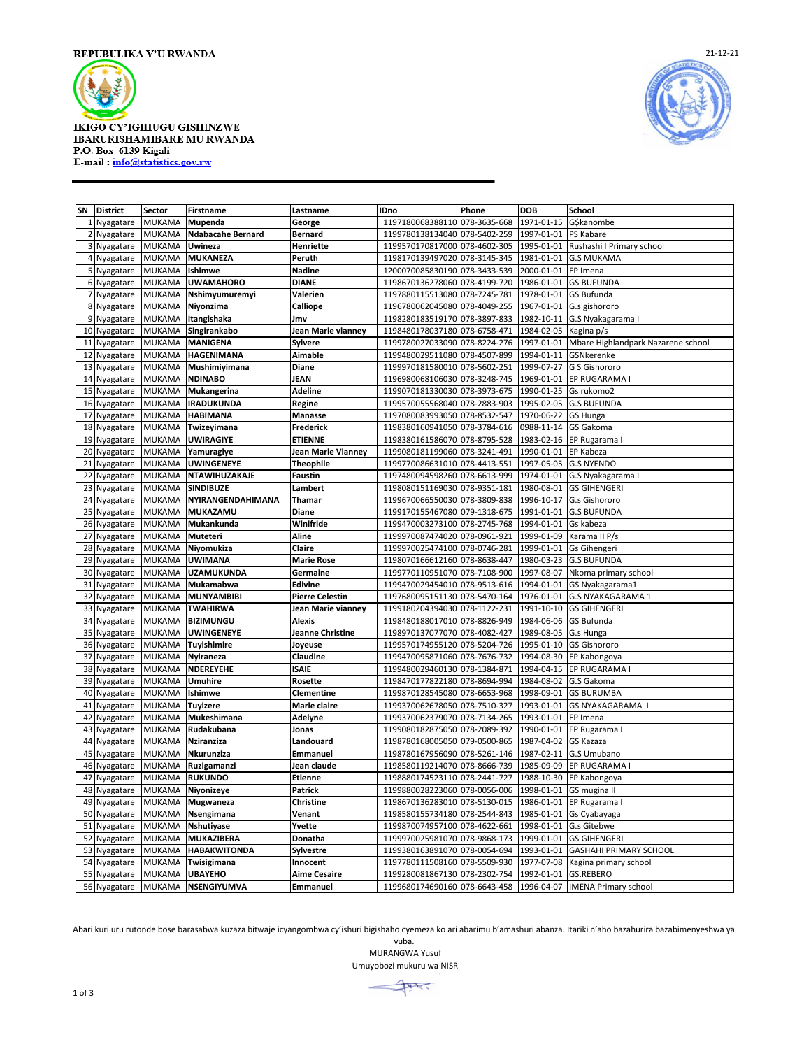REPUBULIKA Y'U RWANDA

21-12-21

IKIGO CY'IGIHUGU GISHINZWE
IBARURISHAMIBARE MU RWANDA
P.O. Box 6139 Kigali
E-mail : info@statistics.gov.rw

| SN | District | Sector | Firstname | Lastname | IDno | Phone | DOB | School |
|---|---|---|---|---|---|---|---|---|
| 1 | Nyagatare | MUKAMA | Mupenda | George | 1197180068388110 | 078-3635-668 | 1971-01-15 | G$kanombe |
| 2 | Nyagatare | MUKAMA | Ndabacahe Bernard | Bernard | 1199780138134040 | 078-5402-259 | 1997-01-01 | PS Kabare |
| 3 | Nyagatare | MUKAMA | Uwineza | Henriette | 1199570170817000 | 078-4602-305 | 1995-01-01 | Rushashi I Primary school |
| 4 | Nyagatare | MUKAMA | MUKANEZA | Peruth | 1198170139497020 | 078-3145-345 | 1981-01-01 | G.S MUKAMA |
| 5 | Nyagatare | MUKAMA | Ishimwe | Nadine | 1200070085830190 | 078-3433-539 | 2000-01-01 | EP Imena |
| 6 | Nyagatare | MUKAMA | UWAMAHORO | DIANE | 1198670136278060 | 078-4199-720 | 1986-01-01 | GS BUFUNDA |
| 7 | Nyagatare | MUKAMA | Nshimyumuremyi | Valerien | 1197880115513080 | 078-7245-781 | 1978-01-01 | GS Bufunda |
| 8 | Nyagatare | MUKAMA | Niyonzima | Calliope | 1196780062045080 | 078-4049-255 | 1967-01-01 | G.s gishororo |
| 9 | Nyagatare | MUKAMA | Itangishaka | Jmv | 1198280183519170 | 078-3897-833 | 1982-10-11 | G.S Nyakagarama I |
| 10 | Nyagatare | MUKAMA | Singirankabo | Jean Marie vianney | 1198480178037180 | 078-6758-471 | 1984-02-05 | Kagina p/s |
| 11 | Nyagatare | MUKAMA | MANIGENA | Sylvere | 1199780027033090 | 078-8224-276 | 1997-01-01 | Mbare Highlandpark Nazarene school |
| 12 | Nyagatare | MUKAMA | HAGENIMANA | Aimable | 1199480029511080 | 078-4507-899 | 1994-01-11 | GSNkerenke |
| 13 | Nyagatare | MUKAMA | Mushimiyimana | Diane | 1199970181580010 | 078-5602-251 | 1999-07-27 | G S Gishororo |
| 14 | Nyagatare | MUKAMA | NDINABO | JEAN | 1196980068106030 | 078-3248-745 | 1969-01-01 | EP RUGARAMA I |
| 15 | Nyagatare | MUKAMA | Mukangerina | Adeline | 1199070181330030 | 078-3973-675 | 1990-01-25 | Gs rukomo2 |
| 16 | Nyagatare | MUKAMA | IRADUKUNDA | Regine | 1199570055568040 | 078-2883-903 | 1995-02-05 | G.S BUFUNDA |
| 17 | Nyagatare | MUKAMA | HABIMANA | Manasse | 1197080083993050 | 078-8532-547 | 1970-06-22 | GS Hunga |
| 18 | Nyagatare | MUKAMA | Twizeyimana | Frederick | 1198380160941050 | 078-3784-616 | 0988-11-14 | GS Gakoma |
| 19 | Nyagatare | MUKAMA | UWIRAGIYE | ETIENNE | 1198380161586070 | 078-8795-528 | 1983-02-16 | EP Rugarama I |
| 20 | Nyagatare | MUKAMA | Yamuragiye | Jean Marie Vianney | 1199080181199060 | 078-3241-491 | 1990-01-01 | EP Kabeza |
| 21 | Nyagatare | MUKAMA | UWINGENEYE | Theophile | 1199770086631010 | 078-4413-551 | 1997-05-05 | G.S NYENDO |
| 22 | Nyagatare | MUKAMA | NTAWIHUZAKAJE | Faustin | 1197480094598260 | 078-6613-999 | 1974-01-01 | G.S Nyakagarama I |
| 23 | Nyagatare | MUKAMA | SINDIBUZE | Lambert | 1198080151169030 | 078-9351-181 | 1980-08-01 | GS GIHENGERI |
| 24 | Nyagatare | MUKAMA | NYIRANGENDAHIMANA | Thamar | 1199670066550030 | 078-3809-838 | 1996-10-17 | G.s Gishororo |
| 25 | Nyagatare | MUKAMA | MUKAZAMU | Diane | 1199170155467080 | 079-1318-675 | 1991-01-01 | G.S BUFUNDA |
| 26 | Nyagatare | MUKAMA | Mukankunda | Winifride | 1199470003273100 | 078-2745-768 | 1994-01-01 | Gs kabeza |
| 27 | Nyagatare | MUKAMA | Muteteri | Aline | 1199970087474020 | 078-0961-921 | 1999-01-09 | Karama II P/s |
| 28 | Nyagatare | MUKAMA | Niyomukiza | Claire | 1199970025474100 | 078-0746-281 | 1999-01-01 | Gs Gihengeri |
| 29 | Nyagatare | MUKAMA | UWIMANA | Marie Rose | 1198070166612160 | 078-8638-447 | 1980-03-23 | G.S BUFUNDA |
| 30 | Nyagatare | MUKAMA | UZAMUKUNDA | Germaine | 1199770110951070 | 078-7108-900 | 1997-08-07 | Nkoma primary school |
| 31 | Nyagatare | MUKAMA | Mukamabwa | Edivine | 1199470029454010 | 078-9513-616 | 1994-01-01 | GS Nyakagarama1 |
| 32 | Nyagatare | MUKAMA | MUNYAMBIBI | Pierre Celestin | 1197680095151130 | 078-5470-164 | 1976-01-01 | G.S NYAKAGARAMA 1 |
| 33 | Nyagatare | MUKAMA | TWAHIRWA | Jean Marie vianney | 1199180204394030 | 078-1122-231 | 1991-10-10 | GS GIHENGERI |
| 34 | Nyagatare | MUKAMA | BIZIMUNGU | Alexis | 1198480188017010 | 078-8826-949 | 1984-06-06 | GS Bufunda |
| 35 | Nyagatare | MUKAMA | UWINGENEYE | Jeanne Christine | 1198970137077070 | 078-4082-427 | 1989-08-05 | G.s Hunga |
| 36 | Nyagatare | MUKAMA | Tuyishimire | Joyeuse | 1199570174955120 | 078-5204-726 | 1995-01-10 | GS Gishororo |
| 37 | Nyagatare | MUKAMA | Nyiraneza | Claudine | 1199470095871060 | 078-7676-732 | 1994-08-30 | EP Kabongoya |
| 38 | Nyagatare | MUKAMA | NDEREYEHE | ISAIE | 1199480029460130 | 078-1384-871 | 1994-04-15 | EP RUGARAMA I |
| 39 | Nyagatare | MUKAMA | Umuhire | Rosette | 1198470177822180 | 078-8694-994 | 1984-08-02 | G.S Gakoma |
| 40 | Nyagatare | MUKAMA | Ishimwe | Clementine | 1199870128545080 | 078-6653-968 | 1998-09-01 | GS BURUMBA |
| 41 | Nyagatare | MUKAMA | Tuyizere | Marie claire | 1199370062678050 | 078-7510-327 | 1993-01-01 | GS NYAKAGARAMA I |
| 42 | Nyagatare | MUKAMA | Mukeshimana | Adelyne | 1199370062379070 | 078-7134-265 | 1993-01-01 | EP Imena |
| 43 | Nyagatare | MUKAMA | Rudakubana | Jonas | 1199080182875050 | 078-2089-392 | 1990-01-01 | EP Rugarama I |
| 44 | Nyagatare | MUKAMA | Nziranziza | Landouard | 1198780168005050 | 079-0500-865 | 1987-04-02 | GS Kazaza |
| 45 | Nyagatare | MUKAMA | Nkurunziza | Emmanuel | 1198780167956090 | 078-5261-146 | 1987-02-11 | G.S Umubano |
| 46 | Nyagatare | MUKAMA | Ruzigamanzi | Jean claude | 1198580119214070 | 078-8666-739 | 1985-09-09 | EP RUGARAMA I |
| 47 | Nyagatare | MUKAMA | RUKUNDO | Etienne | 1198880174523110 | 078-2441-727 | 1988-10-30 | EP Kabongoya |
| 48 | Nyagatare | MUKAMA | Niyonizeye | Patrick | 1199880082223060 | 078-0056-006 | 1998-01-01 | GS mugina II |
| 49 | Nyagatare | MUKAMA | Mugwaneza | Christine | 1198670136283010 | 078-5130-015 | 1986-01-01 | EP Rugarama I |
| 50 | Nyagatare | MUKAMA | Nsengimana | Venant | 1198580155734180 | 078-2544-843 | 1985-01-01 | Gs Cyabayaga |
| 51 | Nyagatare | MUKAMA | Nshutiyase | Yvette | 1199870074957100 | 078-4622-661 | 1998-01-01 | G.s Gitebwe |
| 52 | Nyagatare | MUKAMA | MUKAZIBERA | Donatha | 1199970025981070 | 078-9868-173 | 1999-01-01 | GS GIHENGERI |
| 53 | Nyagatare | MUKAMA | HABAKWITONDA | Sylvestre | 1199380163891070 | 078-0054-694 | 1993-01-01 | GASHAHI PRIMARY SCHOOL |
| 54 | Nyagatare | MUKAMA | Twisigimana | Innocent | 1197780111508160 | 078-5509-930 | 1977-07-08 | Kagina primary school |
| 55 | Nyagatare | MUKAMA | UBAYEHO | Aime Cesaire | 1199280081867130 | 078-2302-754 | 1992-01-01 | GS.REBERO |
| 56 | Nyagatare | MUKAMA | NSENGIYUMVA | Emmanuel | 1199680174690160 | 078-6643-458 | 1996-04-07 | IMENA Primary school |

Abari kuri uru rutonde bose barasabwa kuzaza bitwaje icyangombwa cy'ishuri bigishaho cyemeza ko ari abarimu b'amashuri abanza. Itariki n'aho bazahurira bazabimenyeshwa ya vuba.

MURANGWA Yusuf
Umuyobozi mukuru wa NISR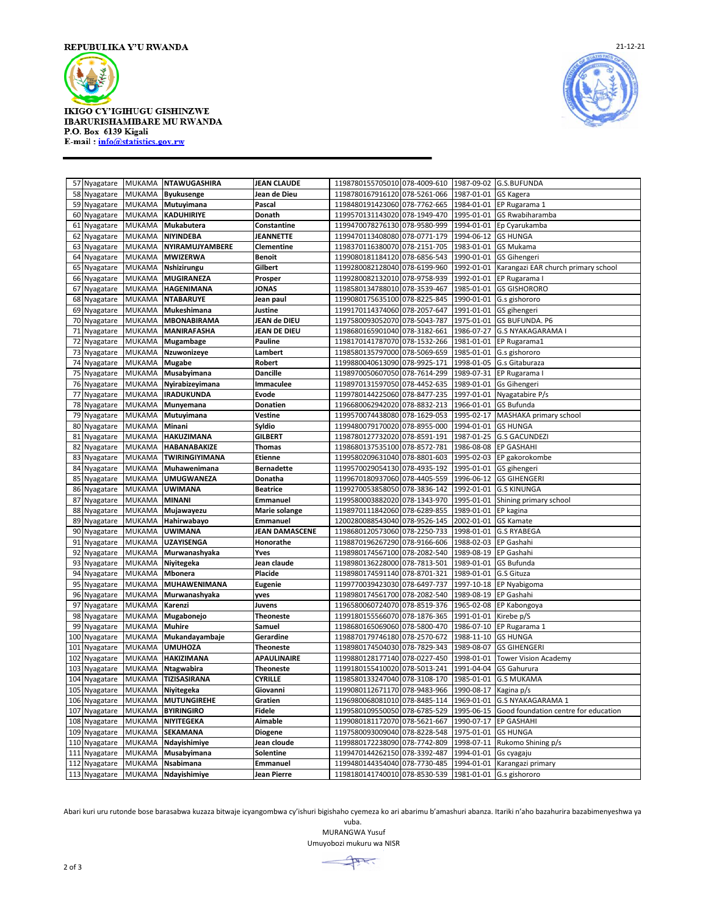REPUBULIKA Y'U RWANDA

21-12-21

IKIGO CY'IGIHUGU GISHINZWE
IBARURISHAMIBARE MU RWANDA
P.O. Box 6139 Kigali
E-mail : info@statistics.gov.rw

| | | | | | | | | |
|---|---|---|---|---|---|---|---|---|
| 57 | Nyagatare | MUKAMA | NTAWUGASHIRA | JEAN CLAUDE | 1198780155705010 | 078-4009-610 | 1987-09-02 | G.S.BUFUNDA |
| 58 | Nyagatare | MUKAMA | Byukusenge | Jean de Dieu | 1198780167916120 | 078-5261-066 | 1987-01-01 | GS Kagera |
| 59 | Nyagatare | MUKAMA | Mutuyimana | Pascal | 1198480191423060 | 078-7762-665 | 1984-01-01 | EP Rugarama 1 |
| 60 | Nyagatare | MUKAMA | KADUHIRIYE | Donath | 1199570131143020 | 078-1949-470 | 1995-01-01 | GS Rwabiharamba |
| 61 | Nyagatare | MUKAMA | Mukabutera | Constantine | 1199470078276130 | 078-9580-999 | 1994-01-01 | Ep Cyarukamba |
| 62 | Nyagatare | MUKAMA | NIYINDEBA | JEANNETTE | 1199470113408080 | 078-0771-179 | 1994-06-12 | GS HUNGA |
| 63 | Nyagatare | MUKAMA | NYIRAMUYAMBERE | Clementine | 1198370116380070 | 078-2151-705 | 1983-01-01 | GS Mukama |
| 64 | Nyagatare | MUKAMA | MWIZERWA | Benoit | 1199080181184120 | 078-6856-543 | 1990-01-01 | GS Gihengeri |
| 65 | Nyagatare | MUKAMA | Nshizirungu | Gilbert | 1199280082128040 | 078-6199-960 | 1992-01-01 | Karangazi EAR church primary school |
| 66 | Nyagatare | MUKAMA | MUGIRANEZA | Prosper | 1199280082132010 | 078-9758-939 | 1992-01-01 | EP Rugarama I |
| 67 | Nyagatare | MUKAMA | HAGENIMANA | JONAS | 1198580134788010 | 078-3539-467 | 1985-01-01 | GS GISHORORO |
| 68 | Nyagatare | MUKAMA | NTABARUYE | Jean paul | 1199080175635100 | 078-8225-845 | 1990-01-01 | G.s gishororo |
| 69 | Nyagatare | MUKAMA | Mukeshimana | Justine | 1199170114374060 | 078-2057-647 | 1991-01-01 | GS gihengeri |
| 70 | Nyagatare | MUKAMA | MBONABIRAMA | JEAN de DIEU | 1197580093052070 | 078-5043-787 | 1975-01-01 | GS BUFUNDA. P6 |
| 71 | Nyagatare | MUKAMA | MANIRAFASHA | JEAN DE DIEU | 1198680165901040 | 078-3182-661 | 1986-07-27 | G.S NYAKAGARAMA I |
| 72 | Nyagatare | MUKAMA | Mugambage | Pauline | 1198170141787070 | 078-1532-266 | 1981-01-01 | EP Rugarama1 |
| 73 | Nyagatare | MUKAMA | Nzuwonizeye | Lambert | 1198580135797000 | 078-5069-659 | 1985-01-01 | G.s gishororo |
| 74 | Nyagatare | MUKAMA | Mugabe | Robert | 1199880040613090 | 078-9925-171 | 1998-01-05 | G.s Gitaburaza |
| 75 | Nyagatare | MUKAMA | Musabyimana | Dancille | 1198970050607050 | 078-7614-299 | 1989-07-31 | EP Rugarama I |
| 76 | Nyagatare | MUKAMA | Nyirabizeyimana | Immaculee | 1198970131597050 | 078-4452-635 | 1989-01-01 | Gs Gihengeri |
| 77 | Nyagatare | MUKAMA | IRADUKUNDA | Evode | 1199780144225060 | 078-8477-235 | 1997-01-01 | Nyagatabire P/s |
| 78 | Nyagatare | MUKAMA | Munyemana | Donatien | 1196680062942020 | 078-8832-213 | 1966-01-01 | GS Bufunda |
| 79 | Nyagatare | MUKAMA | Mutuyimana | Vestine | 1199570074438080 | 078-1629-053 | 1995-02-17 | MASHAKA primary school |
| 80 | Nyagatare | MUKAMA | Minani | Syldio | 1199480079170020 | 078-8955-000 | 1994-01-01 | GS HUNGA |
| 81 | Nyagatare | MUKAMA | HAKUZIMANA | GILBERT | 1198780127732020 | 078-8591-191 | 1987-01-25 | G.S GACUNDEZI |
| 82 | Nyagatare | MUKAMA | HABANABAKIZE | Thomas | 1198680137535100 | 078-8572-781 | 1986-08-08 | EP GASHAHI |
| 83 | Nyagatare | MUKAMA | TWIRINGIYIMANA | Etienne | 1199580209631040 | 078-8801-603 | 1995-02-03 | EP gakorokombe |
| 84 | Nyagatare | MUKAMA | Muhawenimana | Bernadette | 1199570029054130 | 078-4935-192 | 1995-01-01 | GS gihengeri |
| 85 | Nyagatare | MUKAMA | UMUGWANEZA | Donatha | 1199670180937060 | 078-4405-559 | 1996-06-12 | GS GIHENGERI |
| 86 | Nyagatare | MUKAMA | UWIMANA | Beatrice | 1199270053858050 | 078-3836-142 | 1992-01-01 | G.S KINUNGA |
| 87 | Nyagatare | MUKAMA | MINANI | Emmanuel | 1199580003882020 | 078-1343-970 | 1995-01-01 | Shining primary school |
| 88 | Nyagatare | MUKAMA | Mujawayezu | Marie solange | 1198970111842060 | 078-6289-855 | 1989-01-01 | EP kagina |
| 89 | Nyagatare | MUKAMA | Hahirwabayo | Emmanuel | 1200280088543040 | 078-9526-145 | 2002-01-01 | GS Kamate |
| 90 | Nyagatare | MUKAMA | UWIMANA | JEAN DAMASCENE | 1199680120573060 | 078-2250-733 | 1998-01-01 | G.S RYABEGA |
| 91 | Nyagatare | MUKAMA | UZAYISENGA | Honorathe | 1198870196267290 | 078-9166-606 | 1988-02-03 | EP Gashahi |
| 92 | Nyagatare | MUKAMA | Murwanashyaka | Yves | 1198980174567100 | 078-2082-540 | 1989-08-19 | EP Gashahi |
| 93 | Nyagatare | MUKAMA | Niyitegeka | Jean claude | 1198980136228000 | 078-7813-501 | 1989-01-01 | GS Bufunda |
| 94 | Nyagatare | MUKAMA | Mbonera | Placide | 1198980174591140 | 078-8701-321 | 1989-01-01 | G.S Gituza |
| 95 | Nyagatare | MUKAMA | MUHAWENIMANA | Eugenie | 1199770039423030 | 078-6497-737 | 1997-10-18 | EP Nyabigoma |
| 96 | Nyagatare | MUKAMA | Murwanashyaka | yves | 1198980174561700 | 078-2082-540 | 1989-08-19 | EP Gashahi |
| 97 | Nyagatare | MUKAMA | Karenzi | Juvens | 1196580060724070 | 078-8519-376 | 1965-02-08 | EP Kabongoya |
| 98 | Nyagatare | MUKAMA | Mugabonejo | Theoneste | 1199180155566070 | 078-1876-365 | 1991-01-01 | Kirebe p/S |
| 99 | Nyagatare | MUKAMA | Muhire | Samuel | 1198680165069060 | 078-5800-470 | 1986-07-10 | EP Rugarama 1 |
| 100 | Nyagatare | MUKAMA | Mukandayambaje | Gerardine | 1198870179746180 | 078-2570-672 | 1988-11-10 | GS HUNGA |
| 101 | Nyagatare | MUKAMA | UMUHOZA | Theoneste | 1198980174504030 | 078-7829-343 | 1989-08-07 | GS GIHENGERI |
| 102 | Nyagatare | MUKAMA | HAKIZIMANA | APAULINAIRE | 1199880128177140 | 078-0227-450 | 1998-01-01 | Tower Vision Academy |
| 103 | Nyagatare | MUKAMA | Ntagwabira | Theoneste | 1199180155410020 | 078-5013-241 | 1991-04-04 | GS Gahurura |
| 104 | Nyagatare | MUKAMA | TIZISASIRANA | CYRILLE | 1198580133247040 | 078-3108-170 | 1985-01-01 | G.S MUKAMA |
| 105 | Nyagatare | MUKAMA | Niyitegeka | Giovanni | 1199080112671170 | 078-9483-966 | 1990-08-17 | Kagina p/s |
| 106 | Nyagatare | MUKAMA | MUTUNGIREHE | Gratien | 1196980068081010 | 078-8485-114 | 1969-01-01 | G.S NYAKAGARAMA 1 |
| 107 | Nyagatare | MUKAMA | BYIRINGIRO | Fidele | 1199580109550050 | 078-6785-529 | 1995-06-15 | Good foundation centre for education |
| 108 | Nyagatare | MUKAMA | NIYITEGEKA | Aimable | 1199080181172070 | 078-5621-667 | 1990-07-17 | EP GASHAHI |
| 109 | Nyagatare | MUKAMA | SEKAMANA | Diogene | 1197580093009040 | 078-8228-548 | 1975-01-01 | GS HUNGA |
| 110 | Nyagatare | MUKAMA | Ndayishimiye | Jean cloude | 1199880172238090 | 078-7742-809 | 1998-07-11 | Rukomo Shining p/s |
| 111 | Nyagatare | MUKAMA | Musabyimana | Solentine | 1199470144262150 | 078-3392-487 | 1994-01-01 | Gs cyagaju |
| 112 | Nyagatare | MUKAMA | Nsabimana | Emmanuel | 1199480144354040 | 078-7730-485 | 1994-01-01 | Karangazi primary |
| 113 | Nyagatare | MUKAMA | Ndayishimiye | Jean Pierre | 1198180141740010 | 078-8530-539 | 1981-01-01 | G.s gishororo |

Abari kuri uru rutonde bose barasabwa kuzaza bitwaje icyangombwa cy'ishuri bigishaho cyemeza ko ari abarimu b'amashuri abanza. Itariki n'aho bazahurira bazabimenyeshwa ya vuba.

MURANGWA Yusuf

Umuyobozi mukuru wa NISR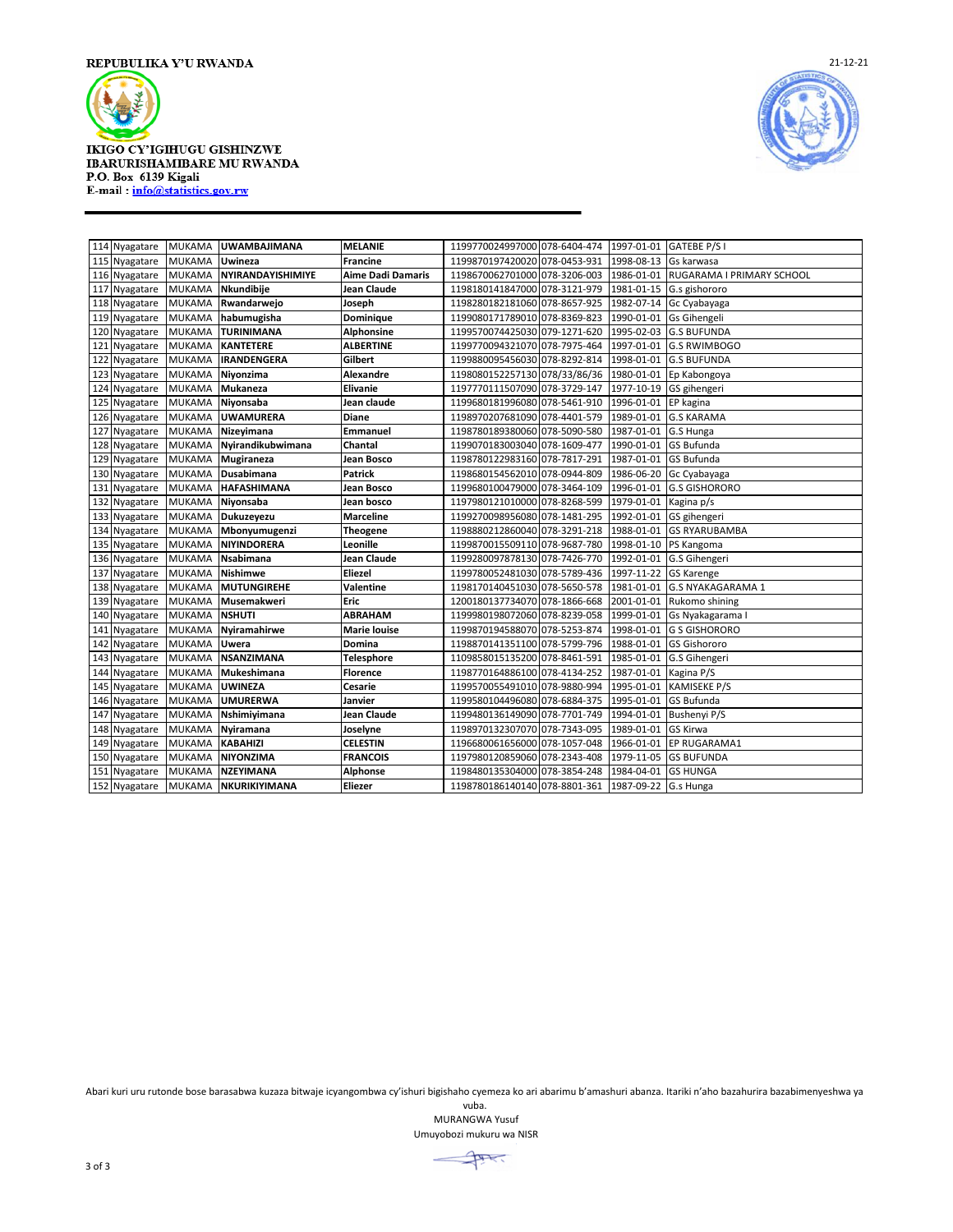REPUBULIKA Y'U RWANDA

IKIGO CY'IGIHUGU GISHINZWE IBARURISHAMIBARE MU RWANDA
P.O. Box 6139 Kigali
E-mail : info@statistics.gov.rw

21-12-21

| | | | | | | | | |
|---|---|---|---|---|---|---|---|---|
| 114 | Nyagatare | MUKAMA | **UWAMBAJIMANA** | **MELANIE** | 1199770024997000 | 078-6404-474 | 1997-01-01 | GATEBE P/S I |
| 115 | Nyagatare | MUKAMA | **Uwineza** | **Francine** | 1199870197420020 | 078-0453-931 | 1998-08-13 | Gs karwasa |
| 116 | Nyagatare | MUKAMA | **NYIRANDAYISHIMIYE** | **Aime Dadi Damaris** | 1198670062701000 | 078-3206-003 | 1986-01-01 | RUGARAMA I PRIMARY SCHOOL |
| 117 | Nyagatare | MUKAMA | **Nkundibije** | **Jean Claude** | 1198180141847000 | 078-3121-979 | 1981-01-15 | G.s gishororo |
| 118 | Nyagatare | MUKAMA | **Rwandarwejo** | **Joseph** | 1198280182181060 | 078-8657-925 | 1982-07-14 | Gc Cyabayaga |
| 119 | Nyagatare | MUKAMA | **habumugisha** | **Dominique** | 1199080171789010 | 078-8369-823 | 1990-01-01 | Gs Gihengeli |
| 120 | Nyagatare | MUKAMA | **TURINIMANA** | **Alphonsine** | 1199570074425030 | 079-1271-620 | 1995-02-03 | G.S BUFUNDA |
| 121 | Nyagatare | MUKAMA | **KANTETERE** | **ALBERTINE** | 1199770094321070 | 078-7975-464 | 1997-01-01 | G.S RWIMBOGO |
| 122 | Nyagatare | MUKAMA | **IRANDENGERA** | **Gilbert** | 1199880095456030 | 078-8292-814 | 1998-01-01 | G.S BUFUNDA |
| 123 | Nyagatare | MUKAMA | **Niyonzima** | **Alexandre** | 1198080152257130 | 078/33/86/36 | 1980-01-01 | Ep Kabongoya |
| 124 | Nyagatare | MUKAMA | **Mukaneza** | **Elivanie** | 1197770111507090 | 078-3729-147 | 1977-10-19 | GS gihengeri |
| 125 | Nyagatare | MUKAMA | **Niyonsaba** | **Jean claude** | 1199680181996080 | 078-5461-910 | 1996-01-01 | EP kagina |
| 126 | Nyagatare | MUKAMA | **UWAMURERA** | **Diane** | 1198970207681090 | 078-4401-579 | 1989-01-01 | G.S KARAMA |
| 127 | Nyagatare | MUKAMA | **Nizeyimana** | **Emmanuel** | 1198780189380060 | 078-5090-580 | 1987-01-01 | G.S Hunga |
| 128 | Nyagatare | MUKAMA | **Nyirandikubwimana** | **Chantal** | 1199070183003040 | 078-1609-477 | 1990-01-01 | GS Bufunda |
| 129 | Nyagatare | MUKAMA | **Mugiraneza** | **Jean Bosco** | 1198780122983160 | 078-7817-291 | 1987-01-01 | GS Bufunda |
| 130 | Nyagatare | MUKAMA | **Dusabimana** | **Patrick** | 1198680154562010 | 078-0944-809 | 1986-06-20 | Gc Cyabayaga |
| 131 | Nyagatare | MUKAMA | **HAFASHIMANA** | **Jean Bosco** | 1199680100479000 | 078-3464-109 | 1996-01-01 | G.S GISHORORO |
| 132 | Nyagatare | MUKAMA | **Niyonsaba** | **Jean bosco** | 1197980121010000 | 078-8268-599 | 1979-01-01 | Kagina p/s |
| 133 | Nyagatare | MUKAMA | **Dukuzeyezu** | **Marceline** | 1199270098956080 | 078-1481-295 | 1992-01-01 | GS gihengeri |
| 134 | Nyagatare | MUKAMA | **Mbonyumugenzi** | **Theogene** | 1198880212860040 | 078-3291-218 | 1988-01-01 | GS RYARUBAMBA |
| 135 | Nyagatare | MUKAMA | **NIYINDORERA** | **Leonille** | 1199870015509110 | 078-9687-780 | 1998-01-10 | PS Kangoma |
| 136 | Nyagatare | MUKAMA | **Nsabimana** | **Jean Claude** | 1199280097878130 | 078-7426-770 | 1992-01-01 | G.S Gihengeri |
| 137 | Nyagatare | MUKAMA | **Nishimwe** | **Eliezel** | 1199780052481030 | 078-5789-436 | 1997-11-22 | GS Karenge |
| 138 | Nyagatare | MUKAMA | **MUTUNGIREHE** | **Valentine** | 1198170140451030 | 078-5650-578 | 1981-01-01 | G.S NYAKAGARAMA 1 |
| 139 | Nyagatare | MUKAMA | **Musemakweri** | **Eric** | 1200180137734070 | 078-1866-668 | 2001-01-01 | Rukomo shining |
| 140 | Nyagatare | MUKAMA | **NSHUTI** | **ABRAHAM** | 1199980198072060 | 078-8239-058 | 1999-01-01 | Gs Nyakagarama I |
| 141 | Nyagatare | MUKAMA | **Nyiramahirwe** | **Marie louise** | 1199870194588070 | 078-5253-874 | 1998-01-01 | G S GISHORORO |
| 142 | Nyagatare | MUKAMA | **Uwera** | **Domina** | 1198870141351100 | 078-5799-796 | 1988-01-01 | GS Gishororo |
| 143 | Nyagatare | MUKAMA | **NSANZIMANA** | **Telesphore** | 1109858015135200 | 078-8461-591 | 1985-01-01 | G.S Gihengeri |
| 144 | Nyagatare | MUKAMA | **Mukeshimana** | **Florence** | 1198770164886100 | 078-4134-252 | 1987-01-01 | Kagina P/S |
| 145 | Nyagatare | MUKAMA | **UWINEZA** | **Cesarie** | 1199570055491010 | 078-9880-994 | 1995-01-01 | KAMISEKE P/S |
| 146 | Nyagatare | MUKAMA | **UMURERWA** | **Janvier** | 1199580104496080 | 078-6884-375 | 1995-01-01 | GS Bufunda |
| 147 | Nyagatare | MUKAMA | **Nshimiyimana** | **Jean Claude** | 1199480136149090 | 078-7701-749 | 1994-01-01 | Bushenyi P/S |
| 148 | Nyagatare | MUKAMA | **Nyiramana** | **Joselyne** | 1198970132307070 | 078-7343-095 | 1989-01-01 | GS Kirwa |
| 149 | Nyagatare | MUKAMA | **KABAHIZI** | **CELESTIN** | 1196680061656000 | 078-1057-048 | 1966-01-01 | EP RUGARAMA1 |
| 150 | Nyagatare | MUKAMA | **NIYONZIMA** | **FRANCOIS** | 1197980120859060 | 078-2343-408 | 1979-11-05 | GS BUFUNDA |
| 151 | Nyagatare | MUKAMA | **NZEYIMANA** | **Alphonse** | 1198480135304000 | 078-3854-248 | 1984-04-01 | GS HUNGA |
| 152 | Nyagatare | MUKAMA | **NKURIKIYIMANA** | **Eliezer** | 1198780186140140 | 078-8801-361 | 1987-09-22 | G.s Hunga |

Abari kuri uru rutonde bose barasabwa kuzaza bitwaje icyangombwa cy'ishuri bigishaho cyemeza ko ari abarimu b'amashuri abanza. Itariki n'aho bazahurira bazabimenyeshwa ya vuba.

MURANGWA Yusuf
Umuyobozi mukuru wa NISR